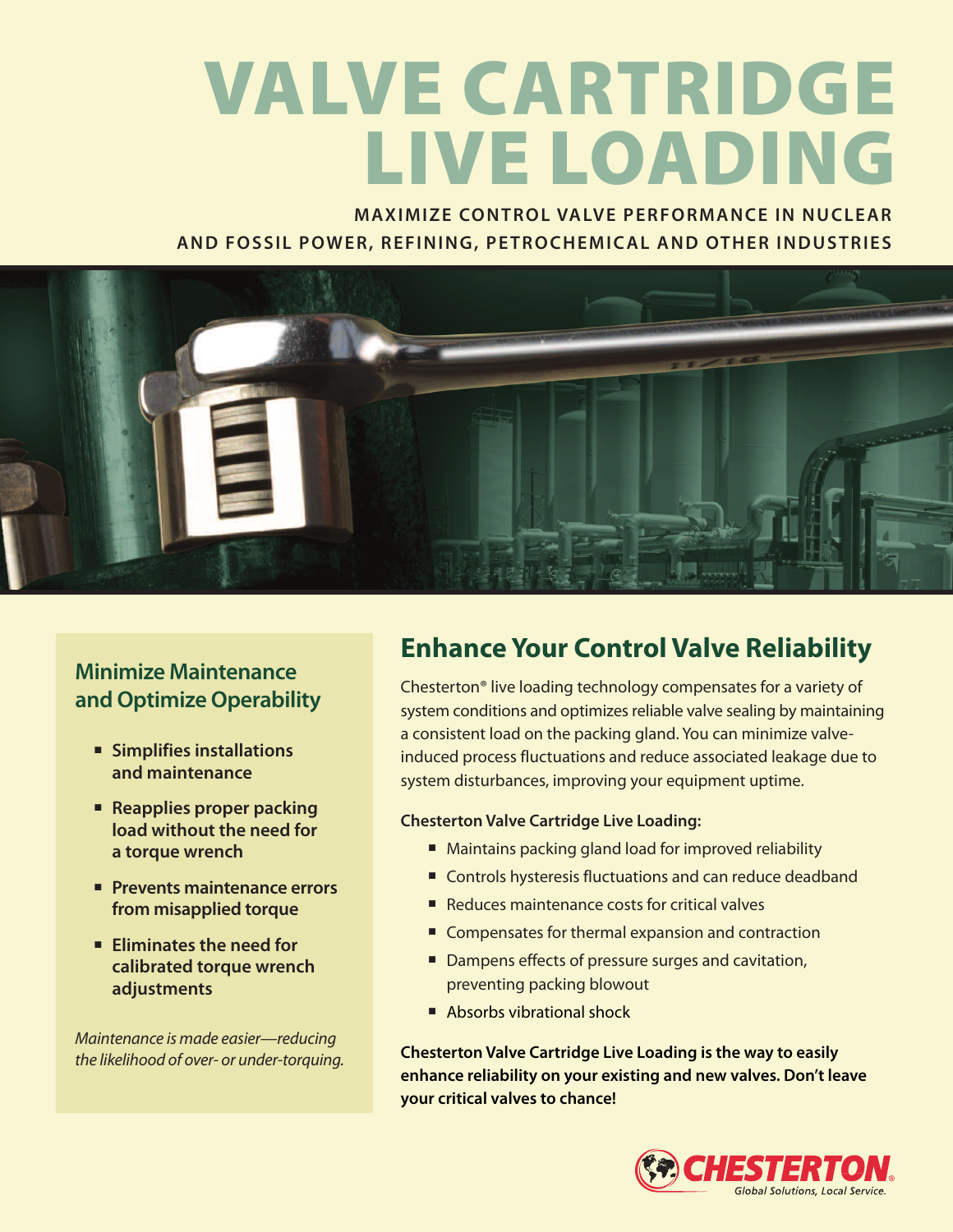# VALVE CARTRIDGE LIVE LOADING

**MAXIMIZE CONTROL VALVE PERFORMANCE IN NUCLEAR AND FOSSIL POWER, REFINING, PETROCHEMICAL AND OTHER INDUSTRIES**

## Minimize Maintenance and Optimize Operability

- **Simplifies installations and maintenance**
- **Reapplies proper packing load without the need for a torque wrench**
- **Prevents maintenance errors from misapplied torque**
- **Eliminates the need for calibrated torque wrench adjustments**

*Maintenance is made easier—reducing the likelihood of over- or under-torquing.*

## Enhance Your Control Valve Reliability

Chesterton® live loading technology compensates for a variety of system conditions and optimizes reliable valve sealing by maintaining a consistent load on the packing gland. You can minimize valve-induced process fluctuations and reduce associated leakage due to system disturbances, improving your equipment uptime.

**Chesterton Valve Cartridge Live Loading:**

- Maintains packing gland load for improved reliability
- Controls hysteresis fluctuations and can reduce deadband
- Reduces maintenance costs for critical valves
- Compensates for thermal expansion and contraction
- Dampens effects of pressure surges and cavitation, preventing packing blowout
- Absorbs vibrational shock

**Chesterton Valve Cartridge Live Loading is the way to easily enhance reliability on your existing and new valves. Don't leave your critical valves to chance!**

CHESTERTON®
Global Solutions, Local Service.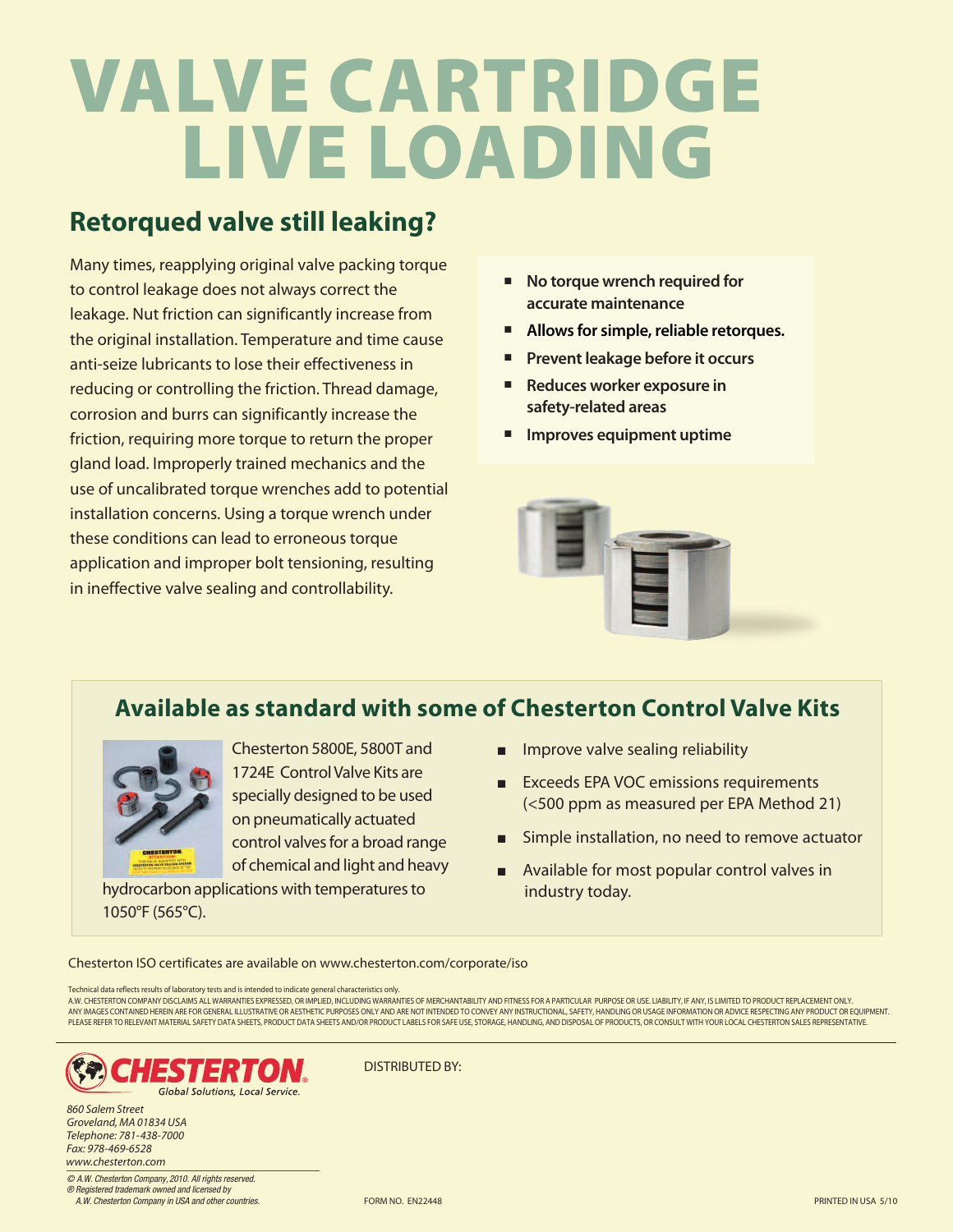# VALVE CARTRIDGE LIVE LOADING

## Retorqued valve still leaking?

Many times, reapplying original valve packing torque to control leakage does not always correct the leakage. Nut friction can significantly increase from the original installation. Temperature and time cause anti-seize lubricants to lose their effectiveness in reducing or controlling the friction. Thread damage, corrosion and burrs can significantly increase the friction, requiring more torque to return the proper gland load. Improperly trained mechanics and the use of uncalibrated torque wrenches add to potential installation concerns. Using a torque wrench under these conditions can lead to erroneous torque application and improper bolt tensioning, resulting in ineffective valve sealing and controllability.

- **No torque wrench required for accurate maintenance**
- **Allows for simple, reliable retorques.**
- **Prevent leakage before it occurs**
- **Reduces worker exposure in safety-related areas**
- **Improves equipment uptime**

## Available as standard with some of Chesterton Control Valve Kits

Chesterton 5800E, 5800T and 1724E Control Valve Kits are specially designed to be used on pneumatically actuated control valves for a broad range of chemical and light and heavy hydrocarbon applications with temperatures to 1050°F (565°C).

- Improve valve sealing reliability
- Exceeds EPA VOC emissions requirements (<500 ppm as measured per EPA Method 21)
- Simple installation, no need to remove actuator
- Available for most popular control valves in industry today.

Chesterton ISO certificates are available on www.chesterton.com/corporate/iso

Technical data reflects results of laboratory tests and is intended to indicate general characteristics only.
A.W. CHESTERTON COMPANY DISCLAIMS ALL WARRANTIES EXPRESSED, OR IMPLIED, INCLUDING WARRANTIES OF MERCHANTABILITY AND FITNESS FOR A PARTICULAR PURPOSE OR USE. LIABILITY, IF ANY, IS LIMITED TO PRODUCT REPLACEMENT ONLY.
ANY IMAGES CONTAINED HEREIN ARE FOR GENERAL ILLUSTRATIVE OR AESTHETIC PURPOSES ONLY AND ARE NOT INTENDED TO CONVEY ANY INSTRUCTIONAL, SAFETY, HANDLING OR USAGE INFORMATION OR ADVICE RESPECTING ANY PRODUCT OR EQUIPMENT.
PLEASE REFER TO RELEVANT MATERIAL SAFETY DATA SHEETS, PRODUCT DATA SHEETS AND/OR PRODUCT LABELS FOR SAFE USE, STORAGE, HANDLING, AND DISPOSAL OF PRODUCTS, OR CONSULT WITH YOUR LOCAL CHESTERTON SALES REPRESENTATIVE.

**CHESTERTON®**
*Global Solutions, Local Service.*

*860 Salem Street*
*Groveland, MA 01834 USA*
*Telephone: 781-438-7000*
*Fax: 978-469-6528*
*www.chesterton.com*

*© A.W. Chesterton Company, 2010. All rights reserved.*
*® Registered trademark owned and licensed by A.W. Chesterton Company in USA and other countries.*

DISTRIBUTED BY:

FORM NO. EN22448

PRINTED IN USA 5/10